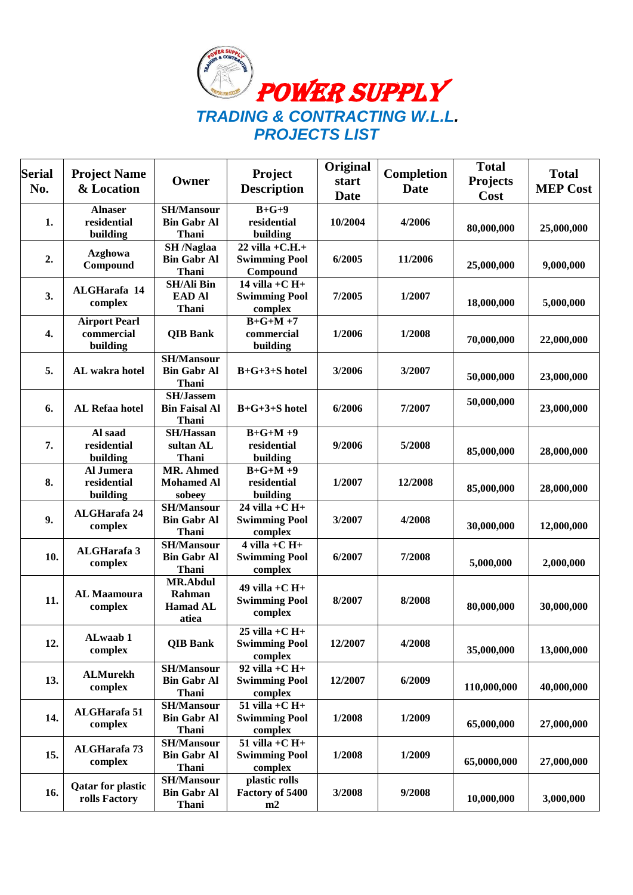# POWER SUPPLY

## TRADING & CONTRACTING W.L.L.

## PROJECTS LIST

| Serial No. | Project Name & Location | Owner | Project Description | Original start Date | Completion Date | Total Projects Cost | Total MEP Cost |
|---|---|---|---|---|---|---|---|
| 1. | Alnaser residential building | SH/Mansour Bin Gabr Al Thani | B+G+9 residential building | 10/2004 | 4/2006 | 80,000,000 | 25,000,000 |
| 2. | Azghowa Compound | SH /Naglaa Bin Gabr Al Thani | 22 villa +C.H.+ Swimming Pool Compound | 6/2005 | 11/2006 | 25,000,000 | 9,000,000 |
| 3. | ALGHarafa 14 complex | SH/Ali Bin EAD Al Thani | 14 villa +C H+ Swimming Pool complex | 7/2005 | 1/2007 | 18,000,000 | 5,000,000 |
| 4. | Airport Pearl commercial building | QIB Bank | B+G+M +7 commercial building | 1/2006 | 1/2008 | 70,000,000 | 22,000,000 |
| 5. | AL wakra hotel | SH/Mansour Bin Gabr Al Thani | B+G+3+S hotel | 3/2006 | 3/2007 | 50,000,000 | 23,000,000 |
| 6. | AL Refaa hotel | SH/Jassem Bin Faisal Al Thani | B+G+3+S hotel | 6/2006 | 7/2007 | 50,000,000 | 23,000,000 |
| 7. | Al saad residential building | SH/Hassan sultan AL Thani | B+G+M +9 residential building | 9/2006 | 5/2008 | 85,000,000 | 28,000,000 |
| 8. | Al Jumera residential building | MR. Ahmed Mohamed Al sobeey | B+G+M +9 residential building | 1/2007 | 12/2008 | 85,000,000 | 28,000,000 |
| 9. | ALGHarafa 24 complex | SH/Mansour Bin Gabr Al Thani | 24 villa +C H+ Swimming Pool complex | 3/2007 | 4/2008 | 30,000,000 | 12,000,000 |
| 10. | ALGHarafa 3 complex | SH/Mansour Bin Gabr Al Thani | 4 villa +C H+ Swimming Pool complex | 6/2007 | 7/2008 | 5,000,000 | 2,000,000 |
| 11. | AL Maamoura complex | MR.Abdul Rahman Hamad AL atiea | 49 villa +C H+ Swimming Pool complex | 8/2007 | 8/2008 | 80,000,000 | 30,000,000 |
| 12. | ALwaab 1 complex | QIB Bank | 25 villa +C H+ Swimming Pool complex | 12/2007 | 4/2008 | 35,000,000 | 13,000,000 |
| 13. | ALMurekh complex | SH/Mansour Bin Gabr Al Thani | 92 villa +C H+ Swimming Pool complex | 12/2007 | 6/2009 | 110,000,000 | 40,000,000 |
| 14. | ALGHarafa 51 complex | SH/Mansour Bin Gabr Al Thani | 51 villa +C H+ Swimming Pool complex | 1/2008 | 1/2009 | 65,000,000 | 27,000,000 |
| 15. | ALGHarafa 73 complex | SH/Mansour Bin Gabr Al Thani | 51 villa +C H+ Swimming Pool complex | 1/2008 | 1/2009 | 65,0000,000 | 27,000,000 |
| 16. | Qatar for plastic rolls Factory | SH/Mansour Bin Gabr Al Thani | plastic rolls Factory of 5400 m2 | 3/2008 | 9/2008 | 10,000,000 | 3,000,000 |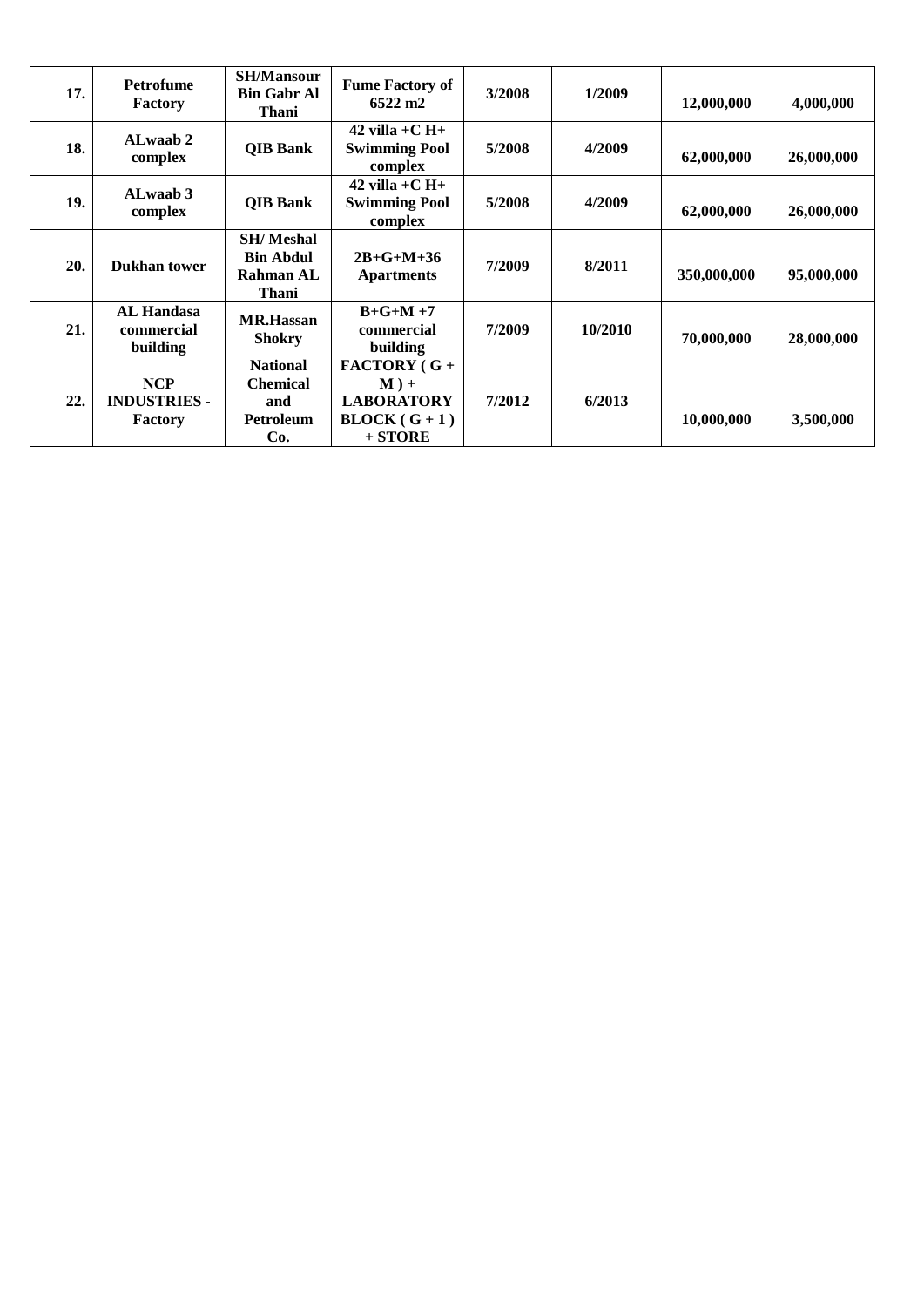| | | | | | | | |
|---|---|---|---|---|---|---|---|
| **17.** | **Petrofume Factory** | **SH/Mansour Bin Gabr Al Thani** | **Fume Factory of 6522 m2** | **3/2008** | **1/2009** | **12,000,000** | **4,000,000** |
| **18.** | **ALwaab 2 complex** | **QIB Bank** | **42 villa +C H+ Swimming Pool complex** | **5/2008** | **4/2009** | **62,000,000** | **26,000,000** |
| **19.** | **ALwaab 3 complex** | **QIB Bank** | **42 villa +C H+ Swimming Pool complex** | **5/2008** | **4/2009** | **62,000,000** | **26,000,000** |
| **20.** | **Dukhan tower** | **SH/ Meshal Bin Abdul Rahman AL Thani** | **2B+G+M+36 Apartments** | **7/2009** | **8/2011** | **350,000,000** | **95,000,000** |
| **21.** | **AL Handasa commercial building** | **MR.Hassan Shokry** | **B+G+M +7 commercial building** | **7/2009** | **10/2010** | **70,000,000** | **28,000,000** |
| **22.** | **NCP INDUSTRIES - Factory** | **National Chemical and Petroleum Co.** | **FACTORY ( G + M ) + LABORATORY BLOCK ( G + 1 ) + STORE** | **7/2012** | **6/2013** | **10,000,000** | **3,500,000** |